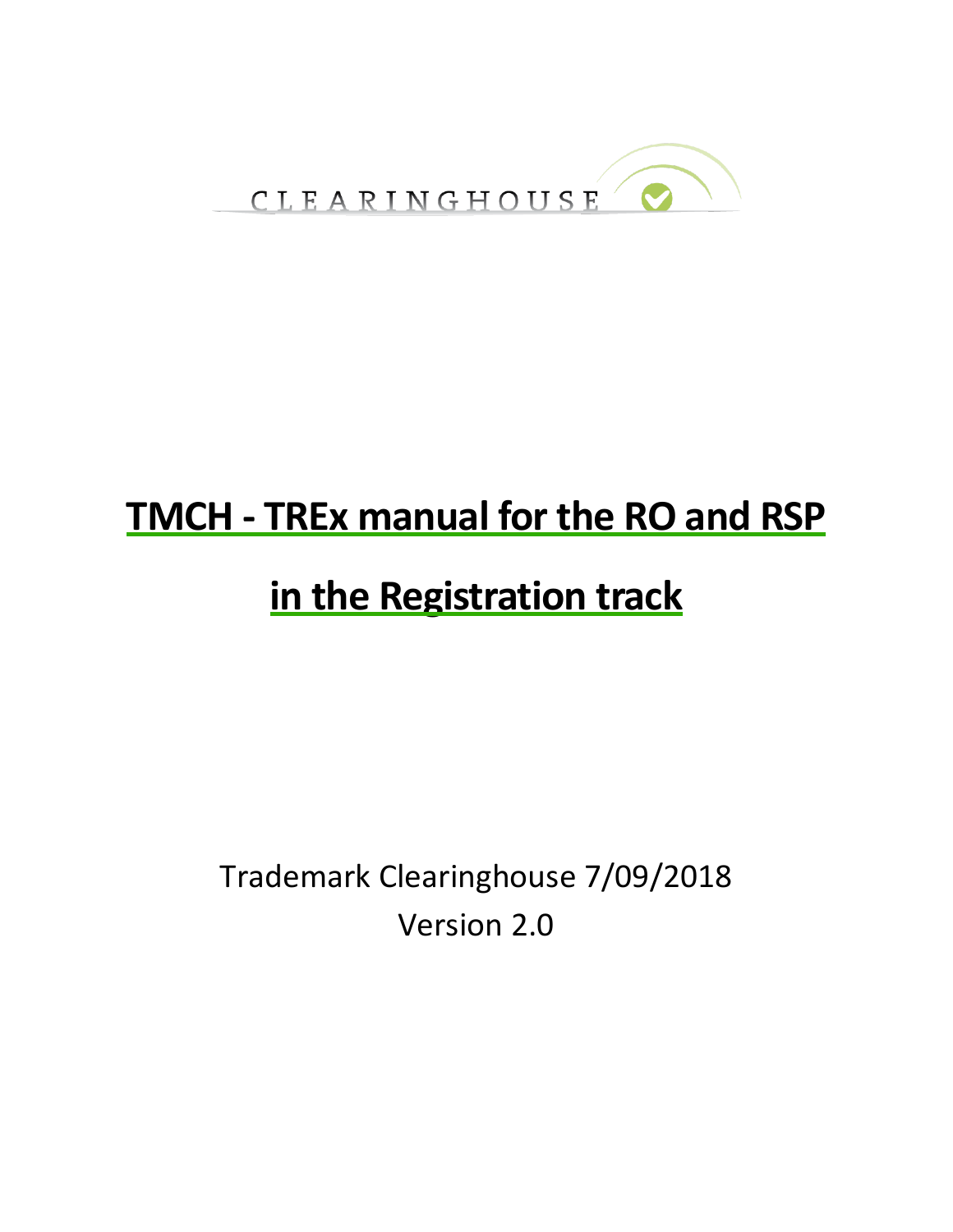CLEARINGHOUSE

# TMCH - TREx manual for the RO and RSP

# in the Registration track

Trademark Clearinghouse 7/09/2018

Version 2.0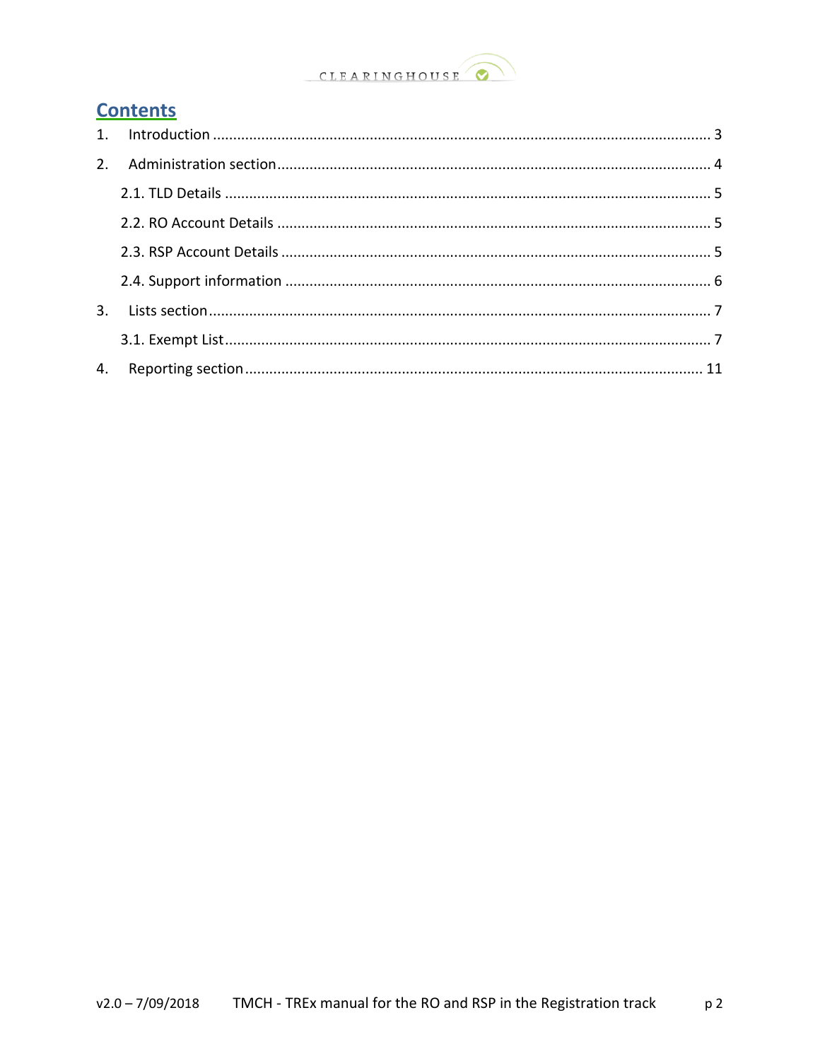# Contents

1. Introduction ........................................................................................................................ 3
2. Administration section........................................................................................................ 4
   - 2.1. TLD Details ................................................................................................................... 5
   - 2.2. RO Account Details ...................................................................................................... 5
   - 2.3. RSP Account Details ..................................................................................................... 5
   - 2.4. Support information .................................................................................................... 6
3. Lists section........................................................................................................................ 7
   - 3.1. Exempt List................................................................................................................... 7
4. Reporting section.............................................................................................................. 11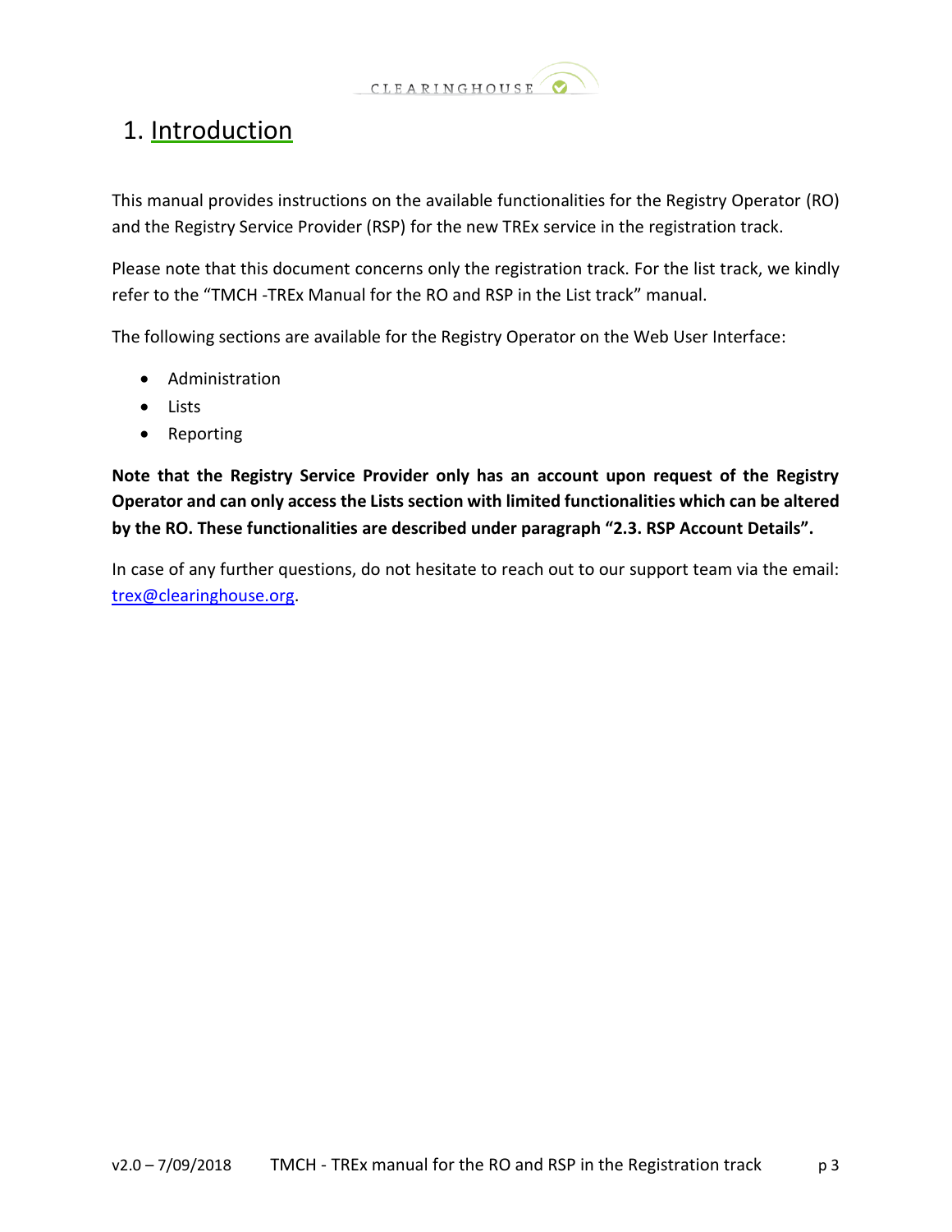# 1. Introduction

This manual provides instructions on the available functionalities for the Registry Operator (RO) and the Registry Service Provider (RSP) for the new TREx service in the registration track.

Please note that this document concerns only the registration track. For the list track, we kindly refer to the "TMCH -TREx Manual for the RO and RSP in the List track" manual.

The following sections are available for the Registry Operator on the Web User Interface:

- Administration
- Lists
- Reporting

**Note that the Registry Service Provider only has an account upon request of the Registry Operator and can only access the Lists section with limited functionalities which can be altered by the RO. These functionalities are described under paragraph "2.3. RSP Account Details".**

In case of any further questions, do not hesitate to reach out to our support team via the email: [trex@clearinghouse.org](mailto:trex@clearinghouse.org).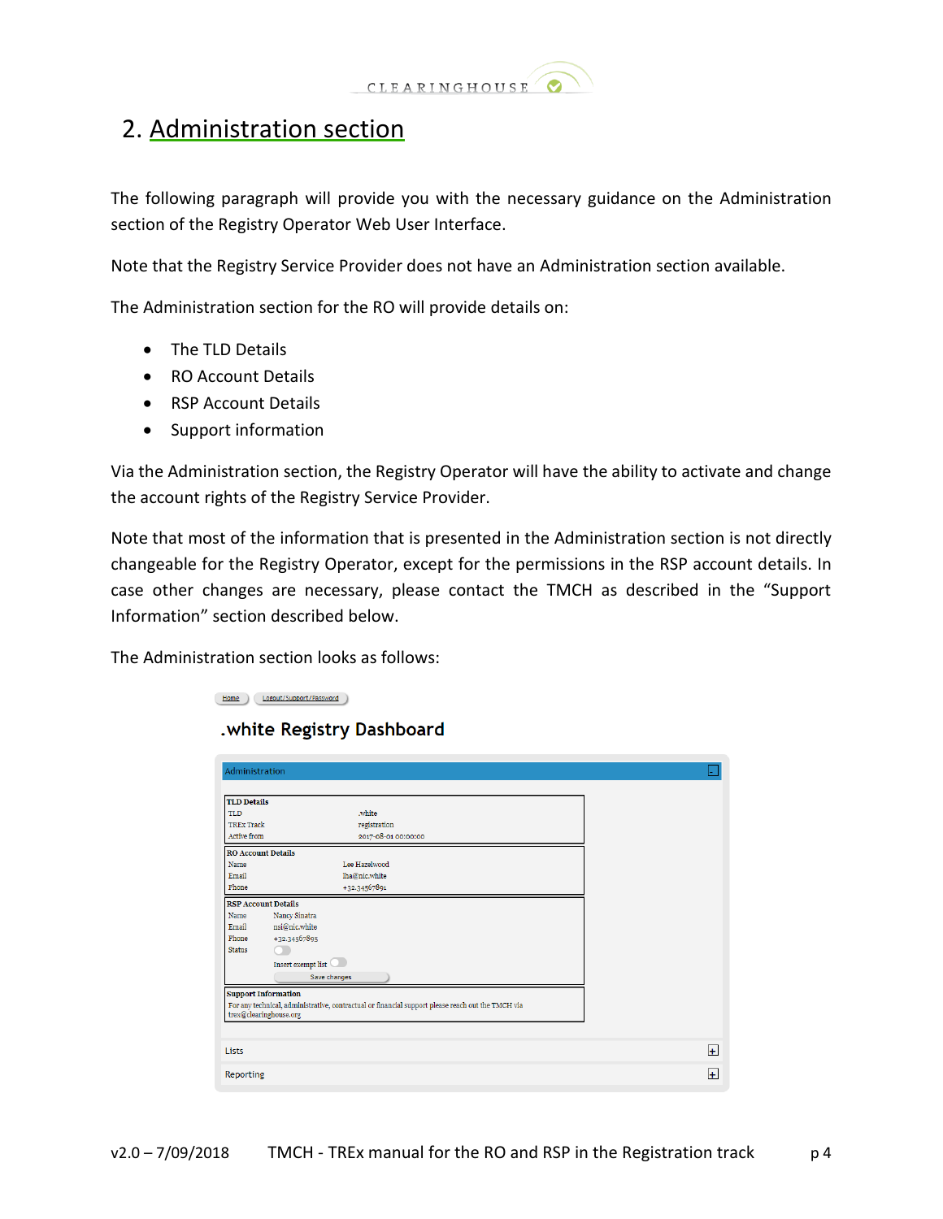# 2. Administration section

The following paragraph will provide you with the necessary guidance on the Administration section of the Registry Operator Web User Interface.

Note that the Registry Service Provider does not have an Administration section available.

The Administration section for the RO will provide details on:

- The TLD Details
- RO Account Details
- RSP Account Details
- Support information

Via the Administration section, the Registry Operator will have the ability to activate and change the account rights of the Registry Service Provider.

Note that most of the information that is presented in the Administration section is not directly changeable for the Registry Operator, except for the permissions in the RSP account details. In case other changes are necessary, please contact the TMCH as described in the "Support Information" section described below.

The Administration section looks as follows: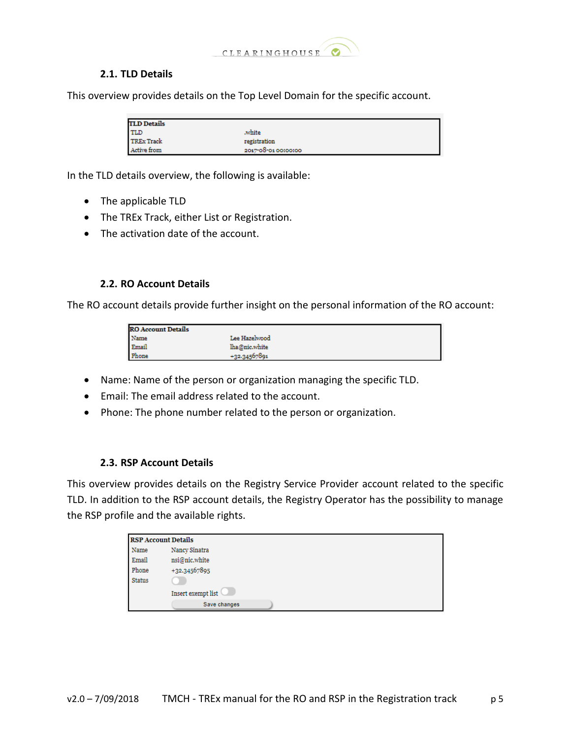### 2.1. TLD Details

This overview provides details on the Top Level Domain for the specific account.

| TLD Details | |
|---|---|
| TLD | .white |
| TREx Track | registration |
| Active from | 2017-08-01 00:00:00 |

In the TLD details overview, the following is available:

- The applicable TLD
- The TREx Track, either List or Registration.
- The activation date of the account.

### 2.2. RO Account Details

The RO account details provide further insight on the personal information of the RO account:

| RO Account Details | |
|---|---|
| Name | Lee Hazelwood |
| Email | lha@nic.white |
| Phone | +32.34567891 |

- Name: Name of the person or organization managing the specific TLD.
- Email: The email address related to the account.
- Phone: The phone number related to the person or organization.

### 2.3. RSP Account Details

This overview provides details on the Registry Service Provider account related to the specific TLD. In addition to the RSP account details, the Registry Operator has the possibility to manage the RSP profile and the available rights.

| RSP Account Details | |
|---|---|
| Name | Nancy Sinatra |
| Email | nsi@nic.white |
| Phone | +32.34567895 |
| Status | |
| | Insert exempt list |
| | Save changes |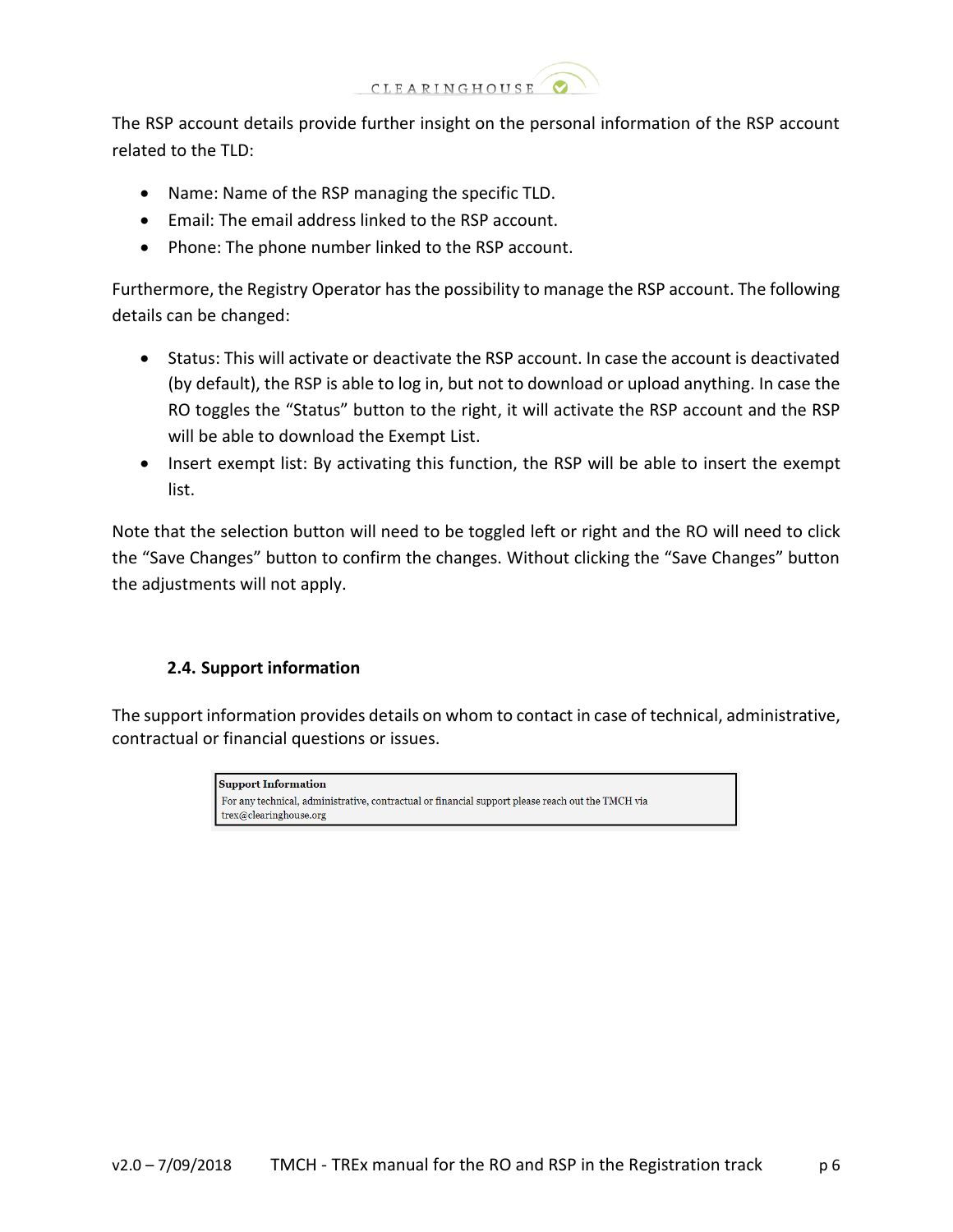The RSP account details provide further insight on the personal information of the RSP account related to the TLD:

- Name: Name of the RSP managing the specific TLD.
- Email: The email address linked to the RSP account.
- Phone: The phone number linked to the RSP account.

Furthermore, the Registry Operator has the possibility to manage the RSP account. The following details can be changed:

- Status: This will activate or deactivate the RSP account. In case the account is deactivated (by default), the RSP is able to log in, but not to download or upload anything. In case the RO toggles the "Status" button to the right, it will activate the RSP account and the RSP will be able to download the Exempt List.
- Insert exempt list: By activating this function, the RSP will be able to insert the exempt list.

Note that the selection button will need to be toggled left or right and the RO will need to click the "Save Changes" button to confirm the changes. Without clicking the "Save Changes" button the adjustments will not apply.

### 2.4. Support information

The support information provides details on whom to contact in case of technical, administrative, contractual or financial questions or issues.

**Support Information**
For any technical, administrative, contractual or financial support please reach out the TMCH via trex@clearinghouse.org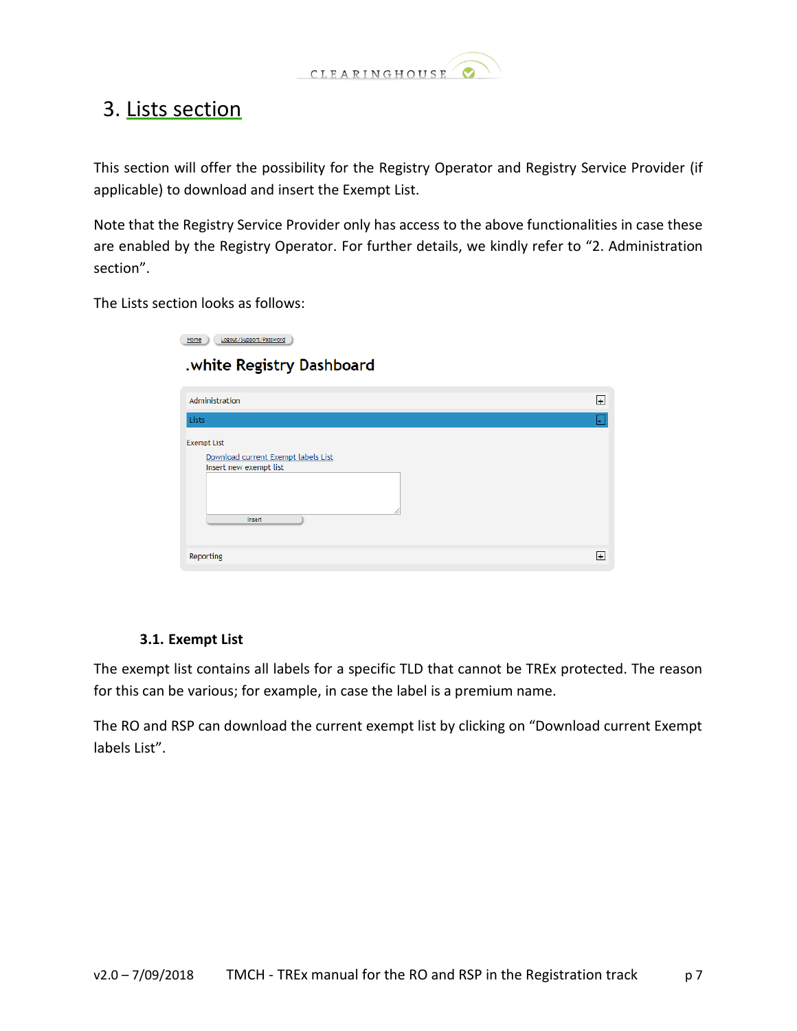# 3. Lists section

This section will offer the possibility for the Registry Operator and Registry Service Provider (if applicable) to download and insert the Exempt List.

Note that the Registry Service Provider only has access to the above functionalities in case these are enabled by the Registry Operator. For further details, we kindly refer to "2. Administration section".

The Lists section looks as follows:

### 3.1. Exempt List

The exempt list contains all labels for a specific TLD that cannot be TREx protected. The reason for this can be various; for example, in case the label is a premium name.

The RO and RSP can download the current exempt list by clicking on "Download current Exempt labels List".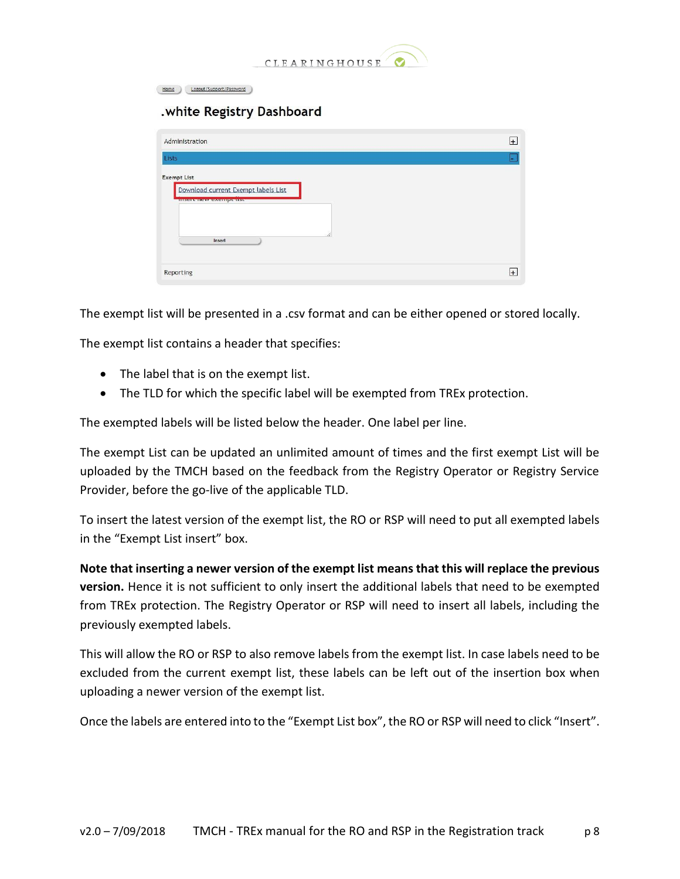The exempt list will be presented in a .csv format and can be either opened or stored locally.

The exempt list contains a header that specifies:

- The label that is on the exempt list.
- The TLD for which the specific label will be exempted from TREx protection.

The exempted labels will be listed below the header. One label per line.

The exempt List can be updated an unlimited amount of times and the first exempt List will be uploaded by the TMCH based on the feedback from the Registry Operator or Registry Service Provider, before the go-live of the applicable TLD.

To insert the latest version of the exempt list, the RO or RSP will need to put all exempted labels in the "Exempt List insert" box.

**Note that inserting a newer version of the exempt list means that this will replace the previous version.** Hence it is not sufficient to only insert the additional labels that need to be exempted from TREx protection. The Registry Operator or RSP will need to insert all labels, including the previously exempted labels.

This will allow the RO or RSP to also remove labels from the exempt list. In case labels need to be excluded from the current exempt list, these labels can be left out of the insertion box when uploading a newer version of the exempt list.

Once the labels are entered into to the "Exempt List box", the RO or RSP will need to click "Insert".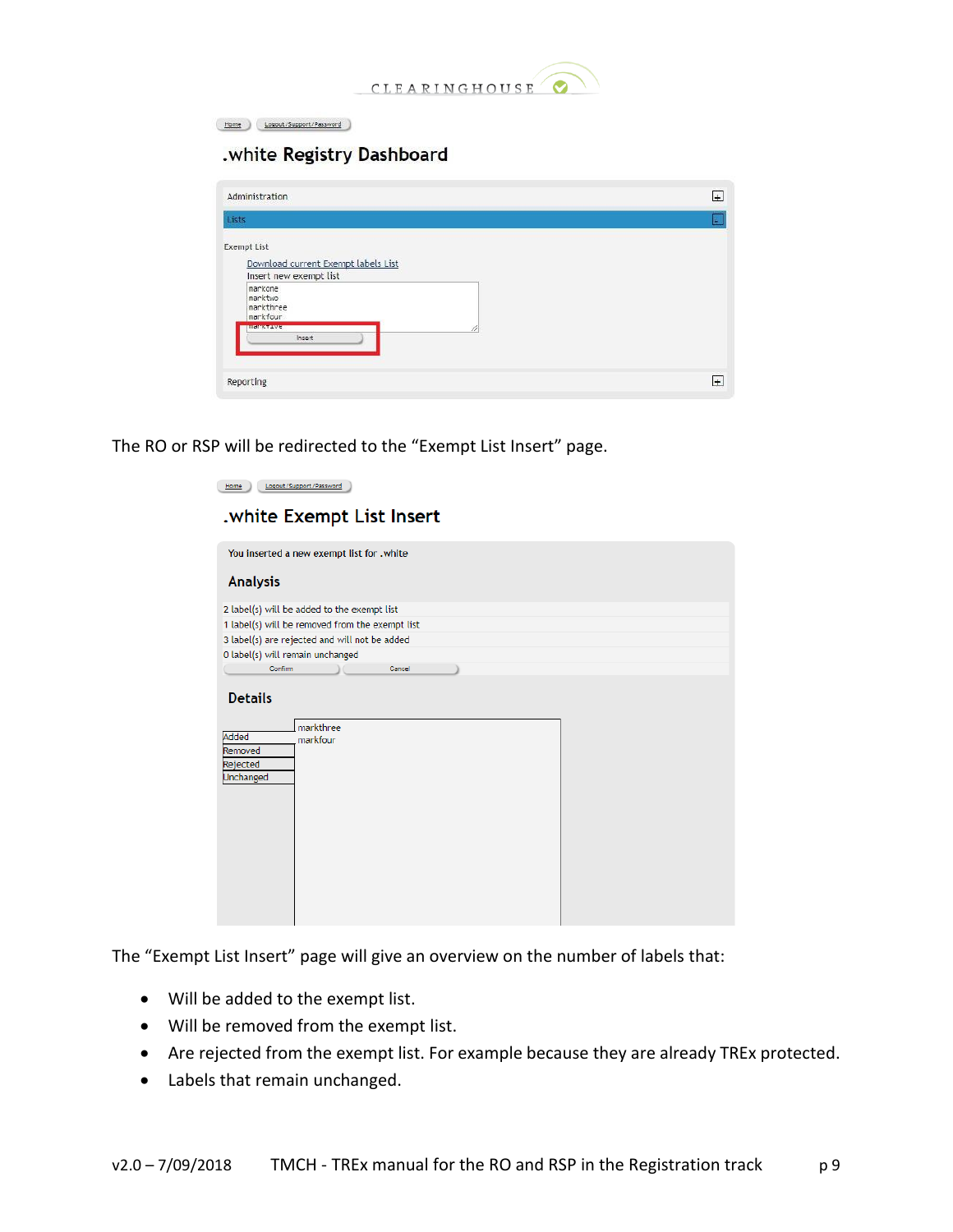CLEARINGHOUSE

Home | Logout/Support/Password

## .white Registry Dashboard

Administration

Lists

Exempt List

Download current Exempt labels List

Insert new exempt list

```
markone
marktwo
markthree
markfour
markfive
```

Insert

Reporting

The RO or RSP will be redirected to the “Exempt List Insert” page.

Home | Logout/Support/Password

## .white Exempt List Insert

You inserted a new exempt list for .white

### Analysis

2 label(s) will be added to the exempt list

1 label(s) will be removed from the exempt list

3 label(s) are rejected and will not be added

0 label(s) will remain unchanged

Confirm | Cancel

### Details

Added

Removed

Rejected

Unchanged

markthree

markfour

The “Exempt List Insert” page will give an overview on the number of labels that:

- Will be added to the exempt list.
- Will be removed from the exempt list.
- Are rejected from the exempt list. For example because they are already TREx protected.
- Labels that remain unchanged.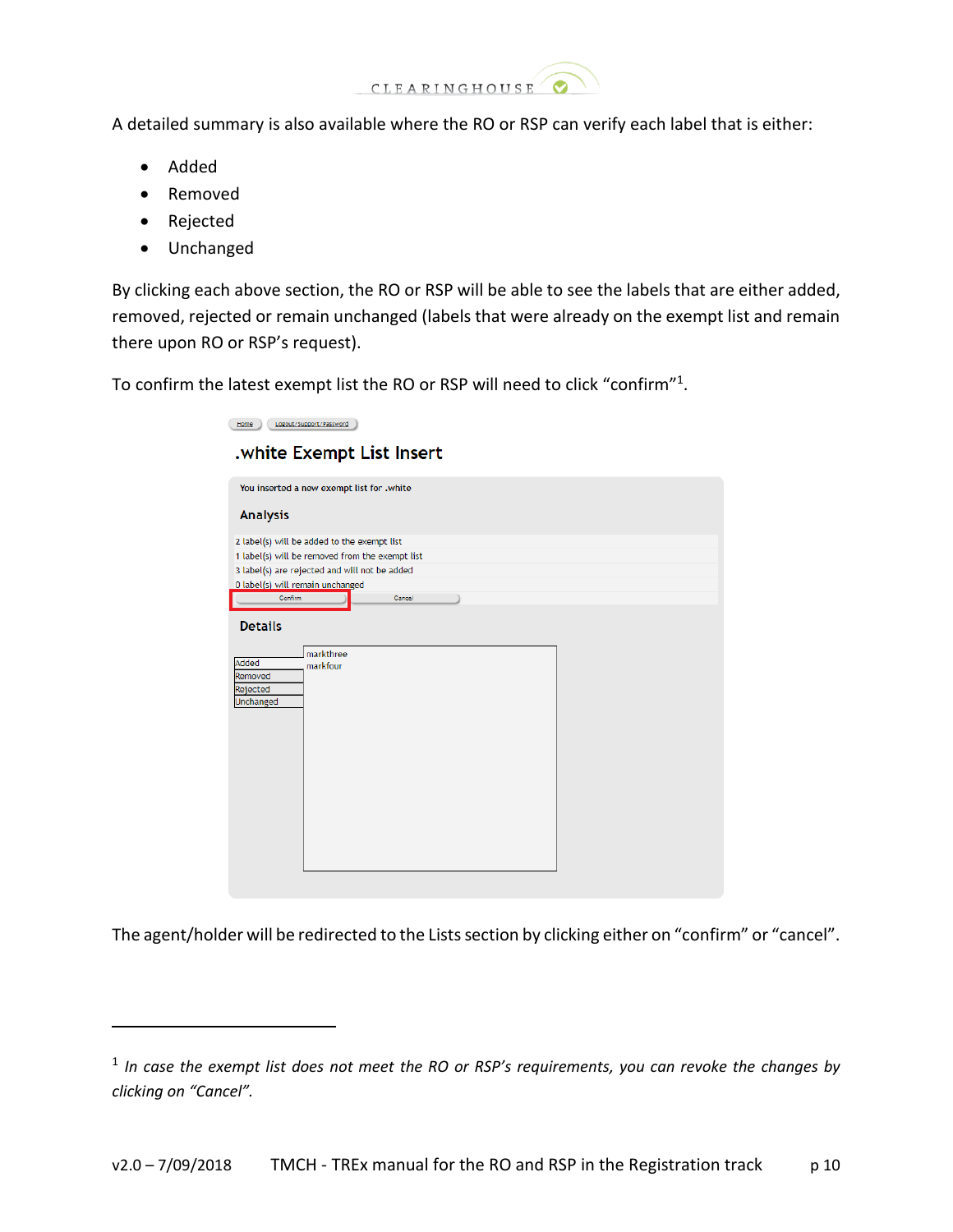A detailed summary is also available where the RO or RSP can verify each label that is either:

- Added
- Removed
- Rejected
- Unchanged

By clicking each above section, the RO or RSP will be able to see the labels that are either added, removed, rejected or remain unchanged (labels that were already on the exempt list and remain there upon RO or RSP's request).

To confirm the latest exempt list the RO or RSP will need to click "confirm"[1].

Home | Logout/Support/Password

## .white Exempt List Insert

You inserted a new exempt list for .white

**Analysis**

2 label(s) will be added to the exempt list
1 label(s) will be removed from the exempt list
3 label(s) are rejected and will not be added
0 label(s) will remain unchanged

Confirm | Cancel

**Details**

Added
Removed
Rejected
Unchanged

markthree
markfour

The agent/holder will be redirected to the Lists section by clicking either on "confirm" or "cancel".

---

[1] *In case the exempt list does not meet the RO or RSP's requirements, you can revoke the changes by clicking on "Cancel".*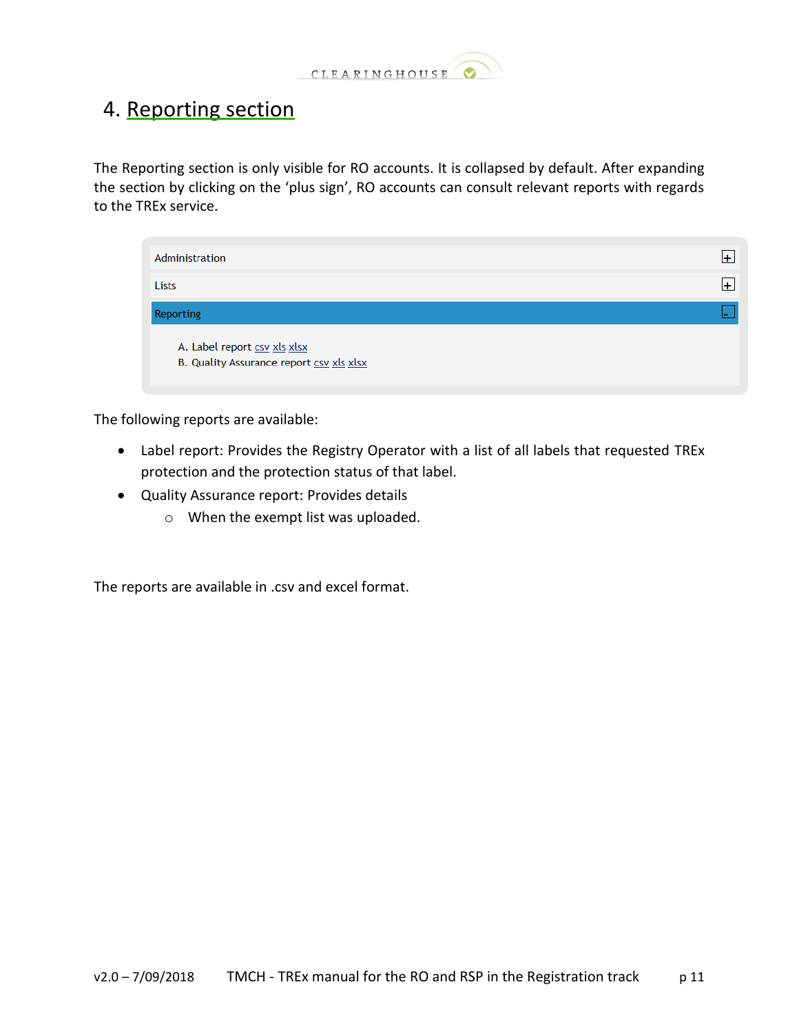# 4. Reporting section

The Reporting section is only visible for RO accounts. It is collapsed by default. After expanding the section by clicking on the 'plus sign', RO accounts can consult relevant reports with regards to the TREx service.

Administration
Lists
Reporting

A. Label report csv xls xlsx
B. Quality Assurance report csv xls xlsx

The following reports are available:

- Label report: Provides the Registry Operator with a list of all labels that requested TREx protection and the protection status of that label.
- Quality Assurance report: Provides details
    - When the exempt list was uploaded.

The reports are available in .csv and excel format.